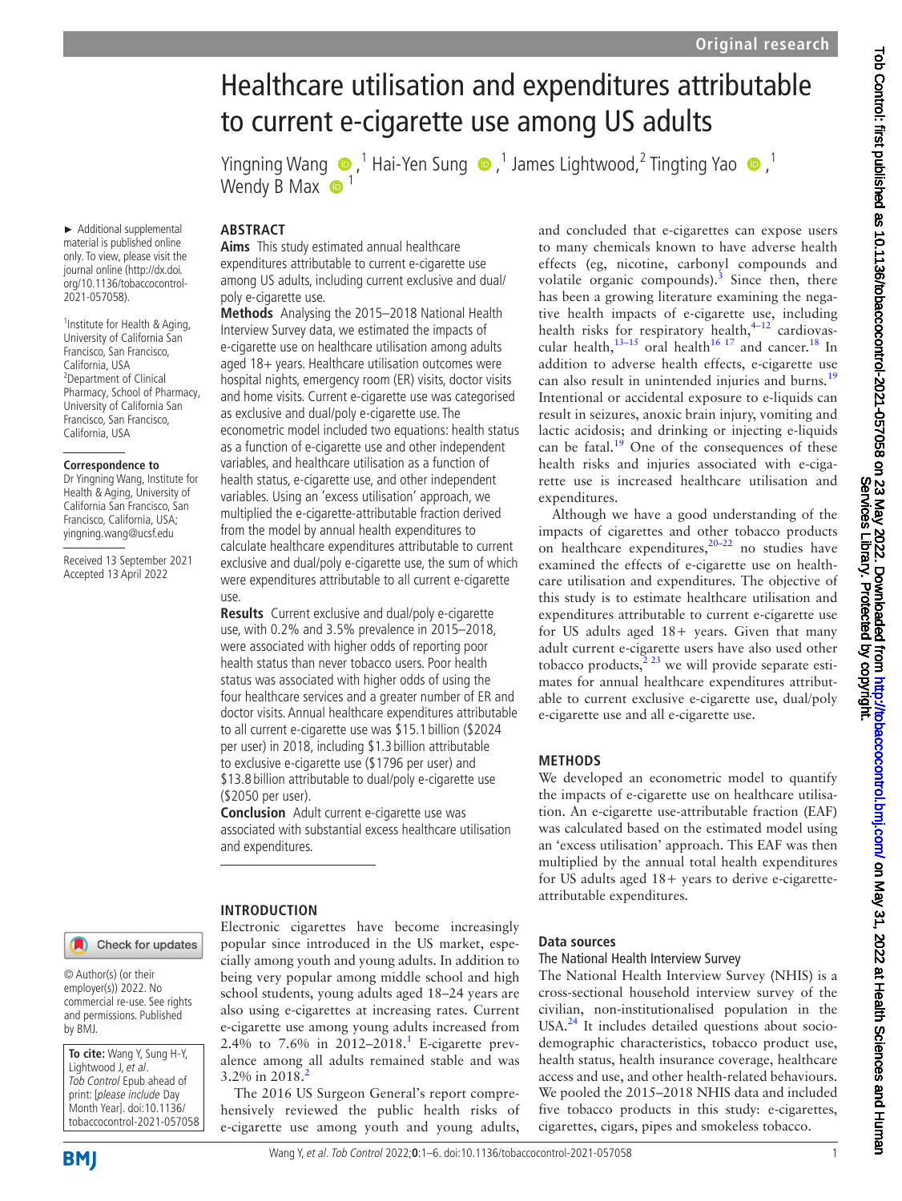# Healthcare utilisation and expenditures attributable to current e-cigarette use among US adults

Yingning Wang,[1] Hai-Yen Sung,[1] James Lightwood,[2] Tingting Yao,[1] Wendy B Max[1]

► Additional supplemental material is published online only. To view, please visit the journal online (http://dx.doi.org/10.1136/tobaccocontrol-2021-057058).

[1]Institute for Health & Aging, University of California San Francisco, San Francisco, California, USA
[2]Department of Clinical Pharmacy, School of Pharmacy, University of California San Francisco, San Francisco, California, USA

**Correspondence to**
Dr Yingning Wang, Institute for Health & Aging, University of California San Francisco, San Francisco, California, USA; yingning.wang@ucsf.edu

Received 13 September 2021
Accepted 13 April 2022

© Author(s) (or their employer(s)) 2022. No commercial re-use. See rights and permissions. Published by BMJ.

**To cite:** Wang Y, Sung H-Y, Lightwood J, *et al*. *Tob Control* Epub ahead of print: [*please include* Day Month Year]. doi:10.1136/tobaccocontrol-2021-057058

## ABSTRACT

**Aims** This study estimated annual healthcare expenditures attributable to current e-cigarette use among US adults, including current exclusive and dual/poly e-cigarette use.

**Methods** Analysing the 2015–2018 National Health Interview Survey data, we estimated the impacts of e-cigarette use on healthcare utilisation among adults aged 18+ years. Healthcare utilisation outcomes were hospital nights, emergency room (ER) visits, doctor visits and home visits. Current e-cigarette use was categorised as exclusive and dual/poly e-cigarette use. The econometric model included two equations: health status as a function of e-cigarette use and other independent variables, and healthcare utilisation as a function of health status, e-cigarette use, and other independent variables. Using an 'excess utilisation' approach, we multiplied the e-cigarette-attributable fraction derived from the model by annual health expenditures to calculate healthcare expenditures attributable to current exclusive and dual/poly e-cigarette use, the sum of which were expenditures attributable to all current e-cigarette use.

**Results** Current exclusive and dual/poly e-cigarette use, with 0.2% and 3.5% prevalence in 2015–2018, were associated with higher odds of reporting poor health status than never tobacco users. Poor health status was associated with higher odds of using the four healthcare services and a greater number of ER and doctor visits. Annual healthcare expenditures attributable to all current e-cigarette use was $15.1 billion ($2024 per user) in 2018, including $1.3 billion attributable to exclusive e-cigarette use ($1796 per user) and $13.8 billion attributable to dual/poly e-cigarette use ($2050 per user).

**Conclusion** Adult current e-cigarette use was associated with substantial excess healthcare utilisation and expenditures.

## INTRODUCTION

Electronic cigarettes have become increasingly popular since introduced in the US market, especially among youth and young adults. In addition to being very popular among middle school and high school students, young adults aged 18–24 years are also using e-cigarettes at increasing rates. Current e-cigarette use among young adults increased from 2.4% to 7.6% in 2012–2018.[1] E-cigarette prevalence among all adults remained stable and was 3.2% in 2018.[2]

The 2016 US Surgeon General's report comprehensively reviewed the public health risks of e-cigarette use among youth and young adults, and concluded that e-cigarettes can expose users to many chemicals known to have adverse health effects (eg, nicotine, carbonyl compounds and volatile organic compounds).[3] Since then, there has been a growing literature examining the negative health impacts of e-cigarette use, including health risks for respiratory health,[4–12] cardiovascular health,[13–15] oral health[16 17] and cancer.[18] In addition to adverse health effects, e-cigarette use can also result in unintended injuries and burns.[19] Intentional or accidental exposure to e-liquids can result in seizures, anoxic brain injury, vomiting and lactic acidosis; and drinking or injecting e-liquids can be fatal.[19] One of the consequences of these health risks and injuries associated with e-cigarette use is increased healthcare utilisation and expenditures.

Although we have a good understanding of the impacts of cigarettes and other tobacco products on healthcare expenditures,[20–22] no studies have examined the effects of e-cigarette use on healthcare utilisation and expenditures. The objective of this study is to estimate healthcare utilisation and expenditures attributable to current e-cigarette use for US adults aged 18+ years. Given that many adult current e-cigarette users have also used other tobacco products,[2 23] we will provide separate estimates for annual healthcare expenditures attributable to current exclusive e-cigarette use, dual/poly e-cigarette use and all e-cigarette use.

## METHODS

We developed an econometric model to quantify the impacts of e-cigarette use on healthcare utilisation. An e-cigarette use-attributable fraction (EAF) was calculated based on the estimated model using an 'excess utilisation' approach. This EAF was then multiplied by the annual total health expenditures for US adults aged 18+ years to derive e-cigarette-attributable expenditures.

### Data sources

#### The National Health Interview Survey

The National Health Interview Survey (NHIS) is a cross-sectional household interview survey of the civilian, non-institutionalised population in the USA.[24] It includes detailed questions about sociodemographic characteristics, tobacco product use, health status, health insurance coverage, healthcare access and use, and other health-related behaviours. We pooled the 2015–2018 NHIS data and included five tobacco products in this study: e-cigarettes, cigarettes, cigars, pipes and smokeless tobacco.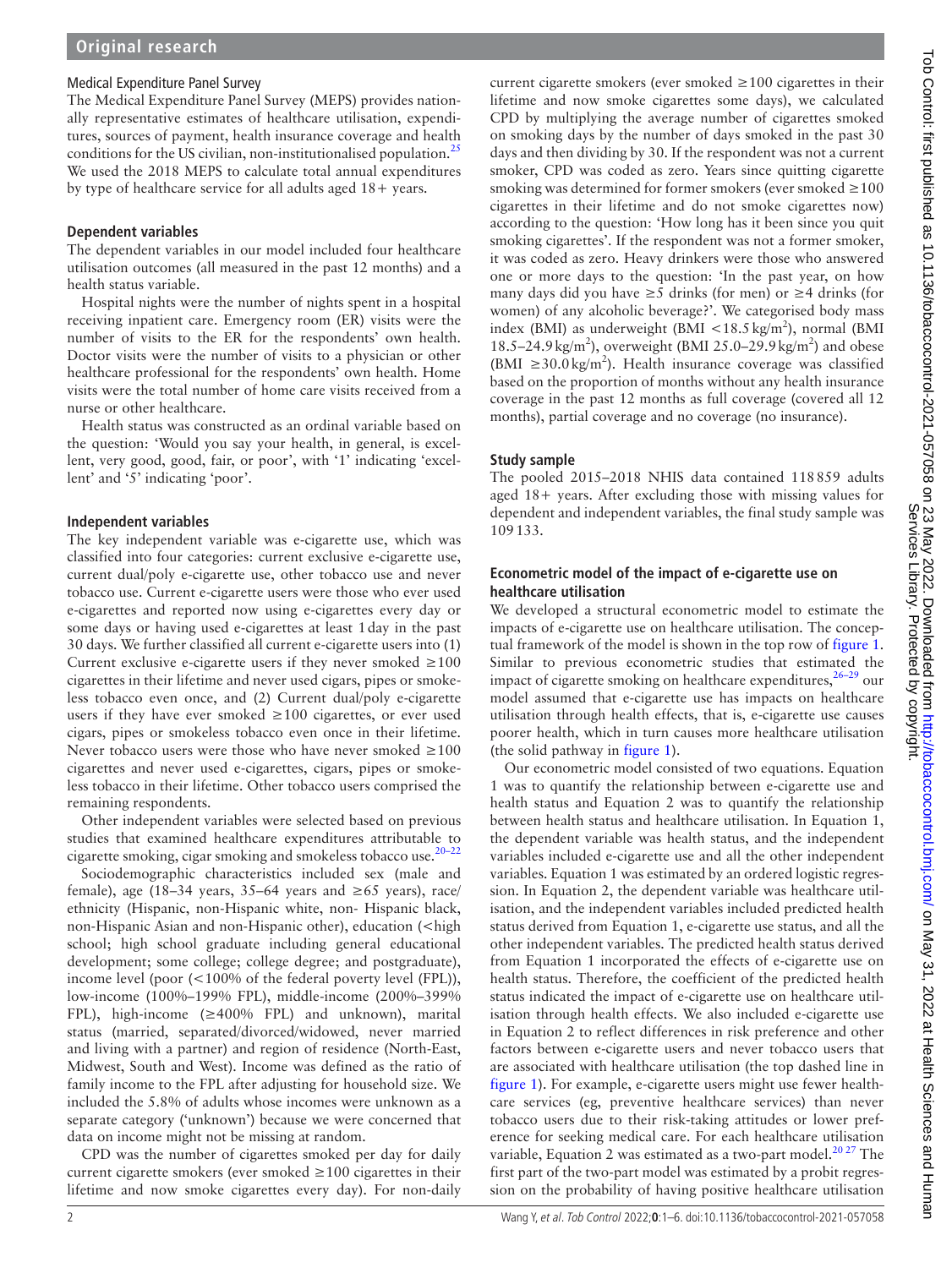### Medical Expenditure Panel Survey

The Medical Expenditure Panel Survey (MEPS) provides nationally representative estimates of healthcare utilisation, expenditures, sources of payment, health insurance coverage and health conditions for the US civilian, non-institutionalised population.[25] We used the 2018 MEPS to calculate total annual expenditures by type of healthcare service for all adults aged 18+ years.

### Dependent variables

The dependent variables in our model included four healthcare utilisation outcomes (all measured in the past 12 months) and a health status variable.

Hospital nights were the number of nights spent in a hospital receiving inpatient care. Emergency room (ER) visits were the number of visits to the ER for the respondents' own health. Doctor visits were the number of visits to a physician or other healthcare professional for the respondents' own health. Home visits were the total number of home care visits received from a nurse or other healthcare.

Health status was constructed as an ordinal variable based on the question: 'Would you say your health, in general, is excellent, very good, good, fair, or poor', with '1' indicating 'excellent' and '5' indicating 'poor'.

### Independent variables

The key independent variable was e-cigarette use, which was classified into four categories: current exclusive e-cigarette use, current dual/poly e-cigarette use, other tobacco use and never tobacco use. Current e-cigarette users were those who ever used e-cigarettes and reported now using e-cigarettes every day or some days or having used e-cigarettes at least 1 day in the past 30 days. We further classified all current e-cigarette users into (1) Current exclusive e-cigarette users if they never smoked ≥100 cigarettes in their lifetime and never used cigars, pipes or smokeless tobacco even once, and (2) Current dual/poly e-cigarette users if they have ever smoked ≥100 cigarettes, or ever used cigars, pipes or smokeless tobacco even once in their lifetime. Never tobacco users were those who have never smoked ≥100 cigarettes and never used e-cigarettes, cigars, pipes or smokeless tobacco in their lifetime. Other tobacco users comprised the remaining respondents.

Other independent variables were selected based on previous studies that examined healthcare expenditures attributable to cigarette smoking, cigar smoking and smokeless tobacco use.[20–22]

Sociodemographic characteristics included sex (male and female), age (18–34 years, 35–64 years and ≥65 years), race/ethnicity (Hispanic, non-Hispanic white, non- Hispanic black, non-Hispanic Asian and non-Hispanic other), education (<high school; high school graduate including general educational development; some college; college degree; and postgraduate), income level (poor (<100% of the federal poverty level (FPL)), low-income (100%–199% FPL), middle-income (200%–399% FPL), high-income (≥400% FPL) and unknown), marital status (married, separated/divorced/widowed, never married and living with a partner) and region of residence (North-East, Midwest, South and West). Income was defined as the ratio of family income to the FPL after adjusting for household size. We included the 5.8% of adults whose incomes were unknown as a separate category ('unknown') because we were concerned that data on income might not be missing at random.

CPD was the number of cigarettes smoked per day for daily current cigarette smokers (ever smoked ≥100 cigarettes in their lifetime and now smoke cigarettes every day). For non-daily current cigarette smokers (ever smoked ≥100 cigarettes in their lifetime and now smoke cigarettes some days), we calculated CPD by multiplying the average number of cigarettes smoked on smoking days by the number of days smoked in the past 30 days and then dividing by 30. If the respondent was not a current smoker, CPD was coded as zero. Years since quitting cigarette smoking was determined for former smokers (ever smoked ≥100 cigarettes in their lifetime and do not smoke cigarettes now) according to the question: 'How long has it been since you quit smoking cigarettes'. If the respondent was not a former smoker, it was coded as zero. Heavy drinkers were those who answered one or more days to the question: 'In the past year, on how many days did you have ≥5 drinks (for men) or ≥4 drinks (for women) of any alcoholic beverage?'. We categorised body mass index (BMI) as underweight (BMI <18.5 $kg/m^2$), normal (BMI 18.5–24.9 $kg/m^2$), overweight (BMI 25.0–29.9 $kg/m^2$) and obese (BMI ≥30.0 $kg/m^2$). Health insurance coverage was classified based on the proportion of months without any health insurance coverage in the past 12 months as full coverage (covered all 12 months), partial coverage and no coverage (no insurance).

### Study sample

The pooled 2015–2018 NHIS data contained 118 859 adults aged 18+ years. After excluding those with missing values for dependent and independent variables, the final study sample was 109 133.

### Econometric model of the impact of e-cigarette use on healthcare utilisation

We developed a structural econometric model to estimate the impacts of e-cigarette use on healthcare utilisation. The conceptual framework of the model is shown in the top row of figure 1. Similar to previous econometric studies that estimated the impact of cigarette smoking on healthcare expenditures,[26–29] our model assumed that e-cigarette use has impacts on healthcare utilisation through health effects, that is, e-cigarette use causes poorer health, which in turn causes more healthcare utilisation (the solid pathway in figure 1).

Our econometric model consisted of two equations. Equation 1 was to quantify the relationship between e-cigarette use and health status and Equation 2 was to quantify the relationship between health status and healthcare utilisation. In Equation 1, the dependent variable was health status, and the independent variables included e-cigarette use and all the other independent variables. Equation 1 was estimated by an ordered logistic regression. In Equation 2, the dependent variable was healthcare utilisation, and the independent variables included predicted health status derived from Equation 1, e-cigarette use status, and all the other independent variables. The predicted health status derived from Equation 1 incorporated the effects of e-cigarette use on health status. Therefore, the coefficient of the predicted health status indicated the impact of e-cigarette use on healthcare utilisation through health effects. We also included e-cigarette use in Equation 2 to reflect differences in risk preference and other factors between e-cigarette users and never tobacco users that are associated with healthcare utilisation (the top dashed line in figure 1). For example, e-cigarette users might use fewer healthcare services (eg, preventive healthcare services) than never tobacco users due to their risk-taking attitudes or lower preference for seeking medical care. For each healthcare utilisation variable, Equation 2 was estimated as a two-part model.[20 27] The first part of the two-part model was estimated by a probit regression on the probability of having positive healthcare utilisation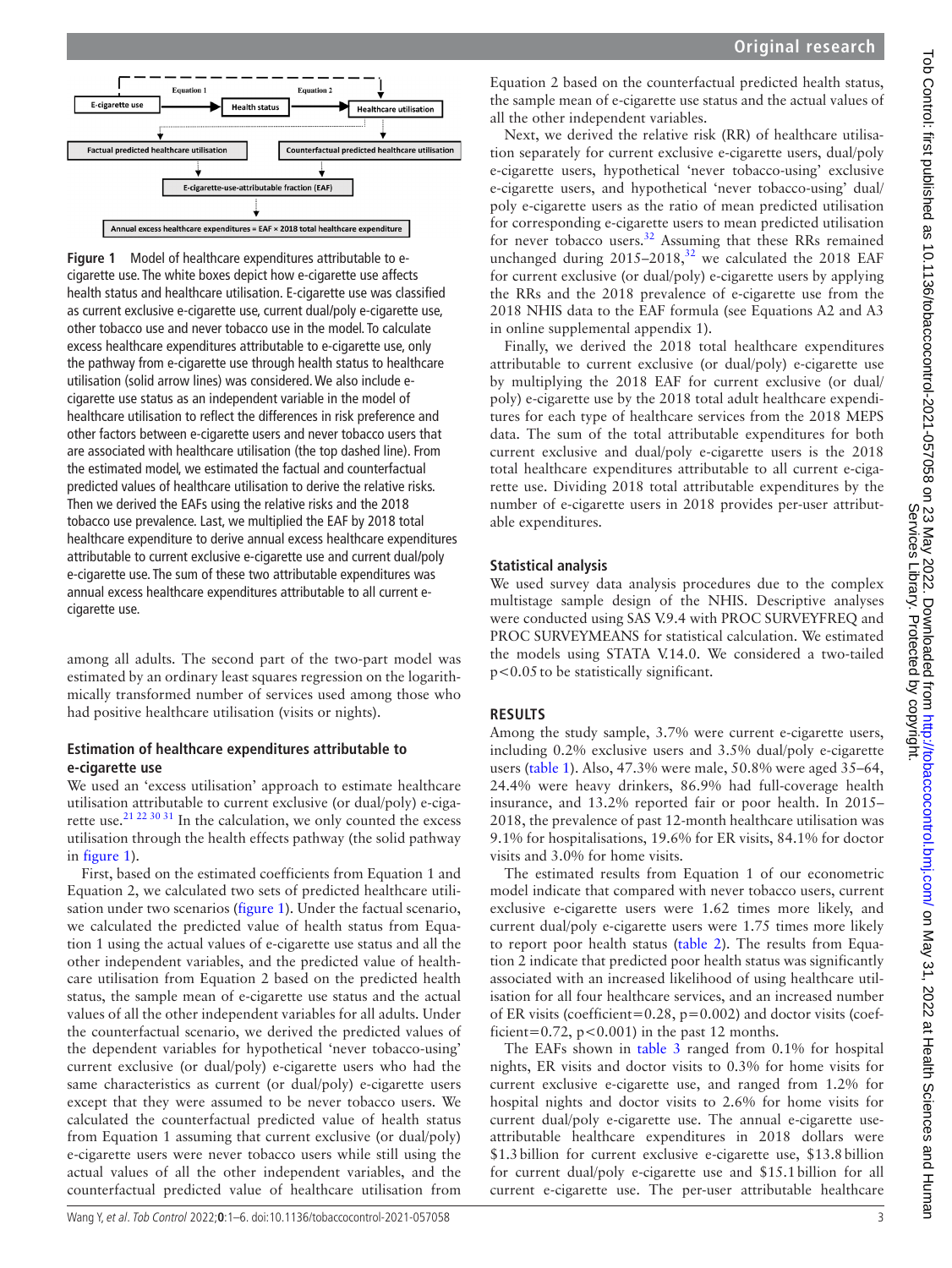Figure 1 Model of healthcare expenditures attributable to e-cigarette use. The white boxes depict how e-cigarette use affects health status and healthcare utilisation. E-cigarette use was classified as current exclusive e-cigarette use, current dual/poly e-cigarette use, other tobacco use and never tobacco use in the model. To calculate excess healthcare expenditures attributable to e-cigarette use, only the pathway from e-cigarette use through health status to healthcare utilisation (solid arrow lines) was considered. We also include e-cigarette use status as an independent variable in the model of healthcare utilisation to reflect the differences in risk preference and other factors between e-cigarette users and never tobacco users that are associated with healthcare utilisation (the top dashed line). From the estimated model, we estimated the factual and counterfactual predicted values of healthcare utilisation to derive the relative risks. Then we derived the EAFs using the relative risks and the 2018 tobacco use prevalence. Last, we multiplied the EAF by 2018 total healthcare expenditure to derive annual excess healthcare expenditures attributable to current exclusive e-cigarette use and current dual/poly e-cigarette use. The sum of these two attributable expenditures was annual excess healthcare expenditures attributable to all current e-cigarette use.

among all adults. The second part of the two-part model was estimated by an ordinary least squares regression on the logarithmically transformed number of services used among those who had positive healthcare utilisation (visits or nights).

### Estimation of healthcare expenditures attributable to e-cigarette use

We used an 'excess utilisation' approach to estimate healthcare utilisation attributable to current exclusive (or dual/poly) e-cigarette use.[21 22 30 31] In the calculation, we only counted the excess utilisation through the health effects pathway (the solid pathway in figure 1).

First, based on the estimated coefficients from Equation 1 and Equation 2, we calculated two sets of predicted healthcare utilisation under two scenarios (figure 1). Under the factual scenario, we calculated the predicted value of health status from Equation 1 using the actual values of e-cigarette use status and all the other independent variables, and the predicted value of healthcare utilisation from Equation 2 based on the predicted health status, the sample mean of e-cigarette use status and the actual values of all the other independent variables for all adults. Under the counterfactual scenario, we derived the predicted values of the dependent variables for hypothetical 'never tobacco-using' current exclusive (or dual/poly) e-cigarette users who had the same characteristics as current (or dual/poly) e-cigarette users except that they were assumed to be never tobacco users. We calculated the counterfactual predicted value of health status from Equation 1 assuming that current exclusive (or dual/poly) e-cigarette users were never tobacco users while still using the actual values of all the other independent variables, and the counterfactual predicted value of healthcare utilisation from Equation 2 based on the counterfactual predicted health status, the sample mean of e-cigarette use status and the actual values of all the other independent variables.

Next, we derived the relative risk (RR) of healthcare utilisation separately for current exclusive e-cigarette users, dual/poly e-cigarette users, hypothetical 'never tobacco-using' exclusive e-cigarette users, and hypothetical 'never tobacco-using' dual/poly e-cigarette users as the ratio of mean predicted utilisation for corresponding e-cigarette users to mean predicted utilisation for never tobacco users.[32] Assuming that these RRs remained unchanged during 2015–2018,[32] we calculated the 2018 EAF for current exclusive (or dual/poly) e-cigarette users by applying the RRs and the 2018 prevalence of e-cigarette use from the 2018 NHIS data to the EAF formula (see Equations A2 and A3 in online supplemental appendix 1).

Finally, we derived the 2018 total healthcare expenditures attributable to current exclusive (or dual/poly) e-cigarette use by multiplying the 2018 EAF for current exclusive (or dual/poly) e-cigarette use by the 2018 total adult healthcare expenditures for each type of healthcare services from the 2018 MEPS data. The sum of the total attributable expenditures for both current exclusive and dual/poly e-cigarette users is the 2018 total healthcare expenditures attributable to all current e-cigarette use. Dividing 2018 total attributable expenditures by the number of e-cigarette users in 2018 provides per-user attributable expenditures.

### Statistical analysis

We used survey data analysis procedures due to the complex multistage sample design of the NHIS. Descriptive analyses were conducted using SAS V.9.4 with PROC SURVEYFREQ and PROC SURVEYMEANS for statistical calculation. We estimated the models using STATA V.14.0. We considered a two-tailed $p<0.05$ to be statistically significant.

## RESULTS

Among the study sample, 3.7% were current e-cigarette users, including 0.2% exclusive users and 3.5% dual/poly e-cigarette users (table 1). Also, 47.3% were male, 50.8% were aged 35–64, 24.4% were heavy drinkers, 86.9% had full-coverage health insurance, and 13.2% reported fair or poor health. In 2015–2018, the prevalence of past 12-month healthcare utilisation was 9.1% for hospitalisations, 19.6% for ER visits, 84.1% for doctor visits and 3.0% for home visits.

The estimated results from Equation 1 of our econometric model indicate that compared with never tobacco users, current exclusive e-cigarette users were 1.62 times more likely, and current dual/poly e-cigarette users were 1.75 times more likely to report poor health status (table 2). The results from Equation 2 indicate that predicted poor health status was significantly associated with an increased likelihood of using healthcare utilisation for all four healthcare services, and an increased number of ER visits (coefficient=0.28, $p=0.002$) and doctor visits (coefficient=0.72, $p<0.001$) in the past 12 months.

The EAFs shown in table 3 ranged from 0.1% for hospital nights, ER visits and doctor visits to 0.3% for home visits for current exclusive e-cigarette use, and ranged from 1.2% for hospital nights and doctor visits to 2.6% for home visits for current dual/poly e-cigarette use. The annual e-cigarette use-attributable healthcare expenditures in 2018 dollars were \$1.3 billion for current exclusive e-cigarette use, \$13.8 billion for current dual/poly e-cigarette use and \$15.1 billion for all current e-cigarette use. The per-user attributable healthcare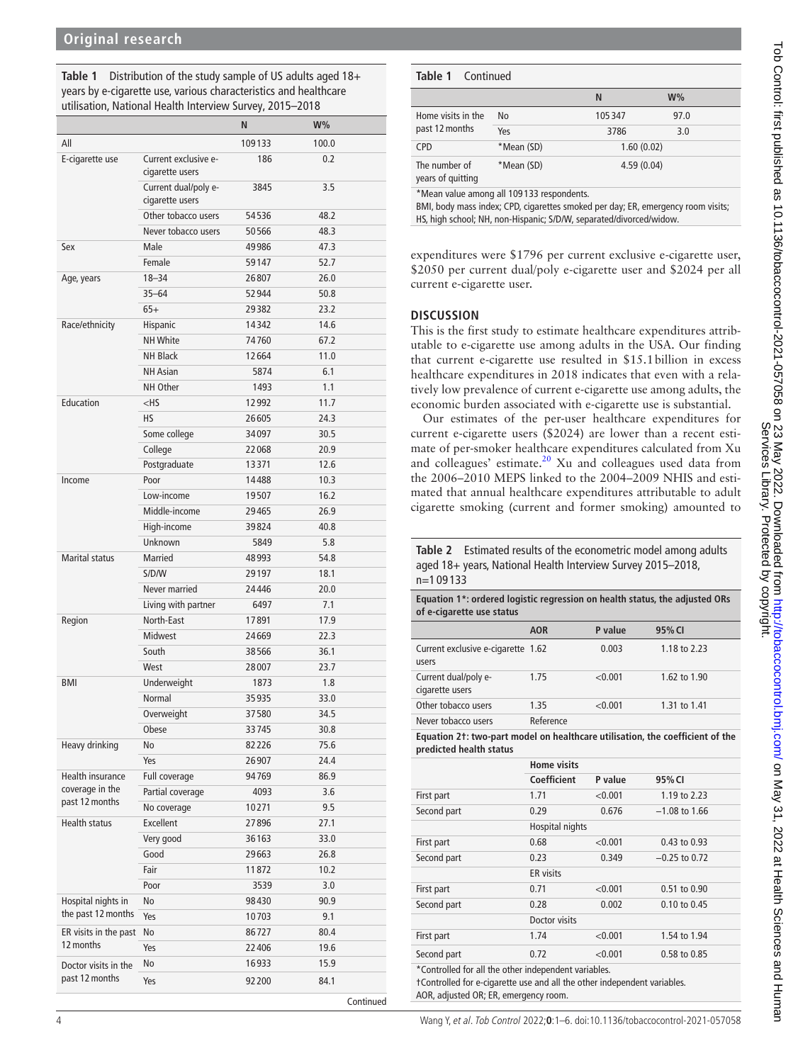**Table 1** Distribution of the study sample of US adults aged 18+ years by e-cigarette use, various characteristics and healthcare utilisation, National Health Interview Survey, 2015–2018

| | | N | W% |
|---|---|---|---|
| All | | 109133 | 100.0 |
| E-cigarette use | Current exclusive e-cigarette users | 186 | 0.2 |
| | Current dual/poly e-cigarette users | 3845 | 3.5 |
| | Other tobacco users | 54536 | 48.2 |
| | Never tobacco users | 50566 | 48.3 |
| Sex | Male | 49986 | 47.3 |
| | Female | 59147 | 52.7 |
| Age, years | 18–34 | 26807 | 26.0 |
| | 35–64 | 52944 | 50.8 |
| | 65+ | 29382 | 23.2 |
| Race/ethnicity | Hispanic | 14342 | 14.6 |
| | NH White | 74760 | 67.2 |
| | NH Black | 12664 | 11.0 |
| | NH Asian | 5874 | 6.1 |
| | NH Other | 1493 | 1.1 |
| Education | <HS | 12992 | 11.7 |
| | HS | 26605 | 24.3 |
| | Some college | 34097 | 30.5 |
| | College | 22068 | 20.9 |
| | Postgraduate | 13371 | 12.6 |
| Income | Poor | 14488 | 10.3 |
| | Low-income | 19507 | 16.2 |
| | Middle-income | 29465 | 26.9 |
| | High-income | 39824 | 40.8 |
| | Unknown | 5849 | 5.8 |
| Marital status | Married | 48993 | 54.8 |
| | S/D/W | 29197 | 18.1 |
| | Never married | 24446 | 20.0 |
| | Living with partner | 6497 | 7.1 |
| Region | North-East | 17891 | 17.9 |
| | Midwest | 24669 | 22.3 |
| | South | 38566 | 36.1 |
| | West | 28007 | 23.7 |
| BMI | Underweight | 1873 | 1.8 |
| | Normal | 35935 | 33.0 |
| | Overweight | 37580 | 34.5 |
| | Obese | 33745 | 30.8 |
| Heavy drinking | No | 82226 | 75.6 |
| | Yes | 26907 | 24.4 |
| Health insurance coverage in the past 12 months | Full coverage | 94769 | 86.9 |
| | Partial coverage | 4093 | 3.6 |
| | No coverage | 10271 | 9.5 |
| Health status | Excellent | 27896 | 27.1 |
| | Very good | 36163 | 33.0 |
| | Good | 29663 | 26.8 |
| | Fair | 11872 | 10.2 |
| | Poor | 3539 | 3.0 |
| Hospital nights in the past 12 months | No | 98430 | 90.9 |
| | Yes | 10703 | 9.1 |
| ER visits in the past 12 months | No | 86727 | 80.4 |
| | Yes | 22406 | 19.6 |
| Doctor visits in the past 12 months | No | 16933 | 15.9 |
| | Yes | 92200 | 84.1 |
| Home visits in the past 12 months | No | 105347 | 97.0 |
| | Yes | 3786 | 3.0 |
| CPD | *Mean (SD) | 1.60 (0.02) | |
| The number of years of quitting | *Mean (SD) | 4.59 (0.04) | |

*Mean value among all 109 133 respondents.
BMI, body mass index; CPD, cigarettes smoked per day; ER, emergency room visits; HS, high school; NH, non-Hispanic; S/D/W, separated/divorced/widow.

expenditures were $1796 per current exclusive e-cigarette user, $2050 per current dual/poly e-cigarette user and $2024 per all current e-cigarette user.

## DISCUSSION

This is the first study to estimate healthcare expenditures attributable to e-cigarette use among adults in the USA. Our finding that current e-cigarette use resulted in $15.1 billion in excess healthcare expenditures in 2018 indicates that even with a relatively low prevalence of current e-cigarette use among adults, the economic burden associated with e-cigarette use is substantial.

Our estimates of the per-user healthcare expenditures for current e-cigarette users ($2024) are lower than a recent estimate of per-smoker healthcare expenditures calculated from Xu and colleagues' estimate.[20] Xu and colleagues used data from the 2006–2010 MEPS linked to the 2004–2009 NHIS and estimated that annual healthcare expenditures attributable to adult cigarette smoking (current and former smoking) amounted to

**Table 2** Estimated results of the econometric model among adults aged 18+ years, National Health Interview Survey 2015–2018, n=1 09 133

| **Equation 1*: ordered logistic regression on health status, the adjusted ORs of e-cigarette use status** | | | |
|---|---|---|---|
| | **AOR** | **P value** | **95% CI** |
| Current exclusive e-cigarette users | 1.62 | 0.003 | 1.18 to 2.23 |
| Current dual/poly e-cigarette users | 1.75 | <0.001 | 1.62 to 1.90 |
| Other tobacco users | 1.35 | <0.001 | 1.31 to 1.41 |
| Never tobacco users | Reference | | |
| **Equation 2†: two-part model on healthcare utilisation, the coefficient of the predicted health status** | | | |
| | Home visits | | |
| | **Coefficient** | **P value** | **95% CI** |
| First part | 1.71 | <0.001 | 1.19 to 2.23 |
| Second part | 0.29 | 0.676 | −1.08 to 1.66 |
| | Hospital nights | | |
| First part | 0.68 | <0.001 | 0.43 to 0.93 |
| Second part | 0.23 | 0.349 | −0.25 to 0.72 |
| | ER visits | | |
| First part | 0.71 | <0.001 | 0.51 to 0.90 |
| Second part | 0.28 | 0.002 | 0.10 to 0.45 |
| | Doctor visits | | |
| First part | 1.74 | <0.001 | 1.54 to 1.94 |
| Second part | 0.72 | <0.001 | 0.58 to 0.85 |

*Controlled for all the other independent variables.
†Controlled for e-cigarette use and all the other independent variables.
AOR, adjusted OR; ER, emergency room.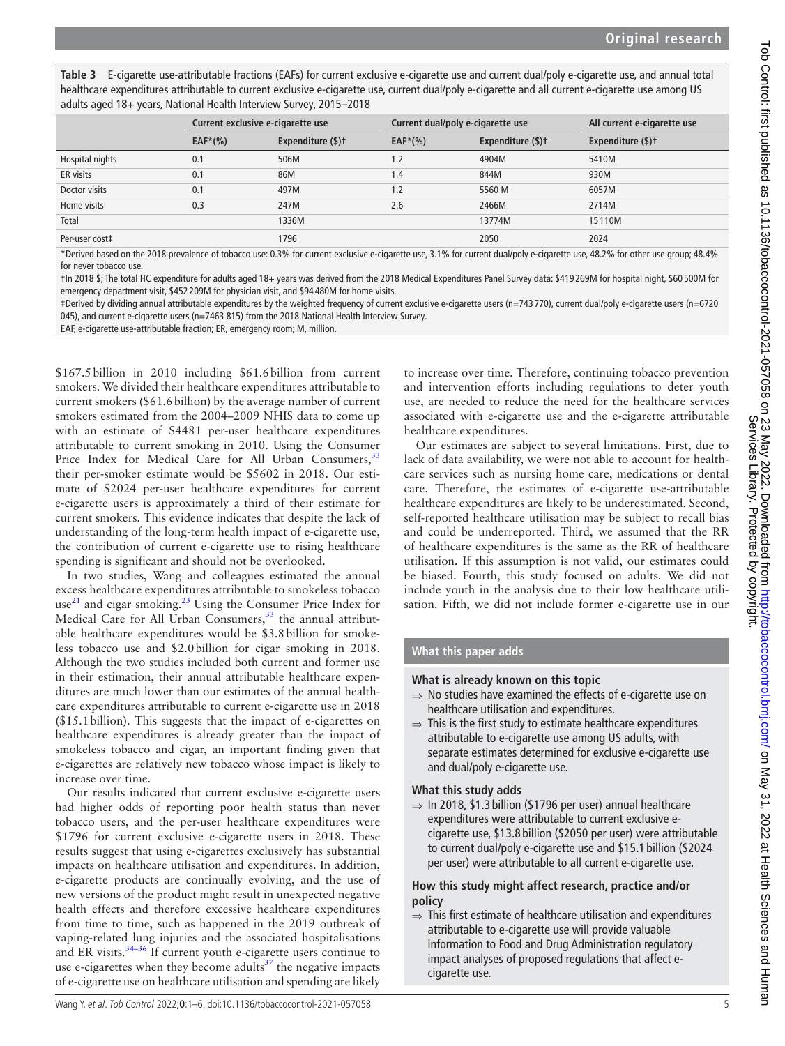**Table 3** E-cigarette use-attributable fractions (EAFs) for current exclusive e-cigarette use and current dual/poly e-cigarette use, and annual total healthcare expenditures attributable to current exclusive e-cigarette use, current dual/poly e-cigarette and all current e-cigarette use among US adults aged 18+ years, National Health Interview Survey, 2015–2018

| | Current exclusive e-cigarette use | | Current dual/poly e-cigarette use | | All current e-cigarette use |
|---|---|---|---|---|---|
| | EAF*(%) | Expenditure ($)† | EAF*(%) | Expenditure ($)† | Expenditure ($)† |
| Hospital nights | 0.1 | 506M | 1.2 | 4904M | 5410M |
| ER visits | 0.1 | 86M | 1.4 | 844M | 930M |
| Doctor visits | 0.1 | 497M | 1.2 | 5560 M | 6057M |
| Home visits | 0.3 | 247M | 2.6 | 2466M | 2714M |
| Total | | 1336M | | 13774M | 15110M |
| Per-user cost‡ | | 1796 | | 2050 | 2024 |

*Derived based on the 2018 prevalence of tobacco use: 0.3% for current exclusive e-cigarette use, 3.1% for current dual/poly e-cigarette use, 48.2% for other use group; 48.4% for never tobacco use.

†In 2018 $; The total HC expenditure for adults aged 18+ years was derived from the 2018 Medical Expenditures Panel Survey data: $419 269M for hospital night, $60 500M for emergency department visit, $452 209M for physician visit, and $94 480M for home visits.

‡Derived by dividing annual attributable expenditures by the weighted frequency of current exclusive e-cigarette users (n=743 770), current dual/poly e-cigarette users (n=6720 045), and current e-cigarette users (n=7463 815) from the 2018 National Health Interview Survey.

EAF, e-cigarette use-attributable fraction; ER, emergency room; M, million.

$167.5 billion in 2010 including $61.6 billion from current smokers. We divided their healthcare expenditures attributable to current smokers ($61.6 billion) by the average number of current smokers estimated from the 2004–2009 NHIS data to come up with an estimate of $4481 per-user healthcare expenditures attributable to current smoking in 2010. Using the Consumer Price Index for Medical Care for All Urban Consumers,[33] their per-smoker estimate would be $5602 in 2018. Our estimate of $2024 per-user healthcare expenditures for current e-cigarette users is approximately a third of their estimate for current smokers. This evidence indicates that despite the lack of understanding of the long-term health impact of e-cigarette use, the contribution of current e-cigarette use to rising healthcare spending is significant and should not be overlooked.

In two studies, Wang and colleagues estimated the annual excess healthcare expenditures attributable to smokeless tobacco use[21] and cigar smoking.[23] Using the Consumer Price Index for Medical Care for All Urban Consumers,[33] the annual attributable healthcare expenditures would be $3.8 billion for smokeless tobacco use and $2.0 billion for cigar smoking in 2018. Although the two studies included both current and former use in their estimation, their annual attributable healthcare expenditures are much lower than our estimates of the annual healthcare expenditures attributable to current e-cigarette use in 2018 ($15.1 billion). This suggests that the impact of e-cigarettes on healthcare expenditures is already greater than the impact of smokeless tobacco and cigar, an important finding given that e-cigarettes are relatively new tobacco whose impact is likely to increase over time.

Our results indicated that current exclusive e-cigarette users had higher odds of reporting poor health status than never tobacco users, and the per-user healthcare expenditures were $1796 for current exclusive e-cigarette users in 2018. These results suggest that using e-cigarettes exclusively has substantial impacts on healthcare utilisation and expenditures. In addition, e-cigarette products are continually evolving, and the use of new versions of the product might result in unexpected negative health effects and therefore excessive healthcare expenditures from time to time, such as happened in the 2019 outbreak of vaping-related lung injuries and the associated hospitalisations and ER visits.[34–36] If current youth e-cigarette users continue to use e-cigarettes when they become adults[37] the negative impacts of e-cigarette use on healthcare utilisation and spending are likely to increase over time. Therefore, continuing tobacco prevention and intervention efforts including regulations to deter youth use, are needed to reduce the need for the healthcare services associated with e-cigarette use and the e-cigarette attributable healthcare expenditures.

Our estimates are subject to several limitations. First, due to lack of data availability, we were not able to account for healthcare services such as nursing home care, medications or dental care. Therefore, the estimates of e-cigarette use-attributable healthcare expenditures are likely to be underestimated. Second, self-reported healthcare utilisation may be subject to recall bias and could be underreported. Third, we assumed that the RR of healthcare expenditures is the same as the RR of healthcare utilisation. If this assumption is not valid, our estimates could be biased. Fourth, this study focused on adults. We did not include youth in the analysis due to their low healthcare utilisation. Fifth, we did not include former e-cigarette use in our

## What this paper adds

### What is already known on this topic

- ⇒ No studies have examined the effects of e-cigarette use on healthcare utilisation and expenditures.
- ⇒ This is the first study to estimate healthcare expenditures attributable to e-cigarette use among US adults, with separate estimates determined for exclusive e-cigarette use and dual/poly e-cigarette use.

### What this study adds

- ⇒ In 2018, $1.3 billion ($1796 per user) annual healthcare expenditures were attributable to current exclusive e-cigarette use, $13.8 billion ($2050 per user) were attributable to current dual/poly e-cigarette use and $15.1 billion ($2024 per user) were attributable to all current e-cigarette use.

### How this study might affect research, practice and/or policy

- ⇒ This first estimate of healthcare utilisation and expenditures attributable to e-cigarette use will provide valuable information to Food and Drug Administration regulatory impact analyses of proposed regulations that affect e-cigarette use.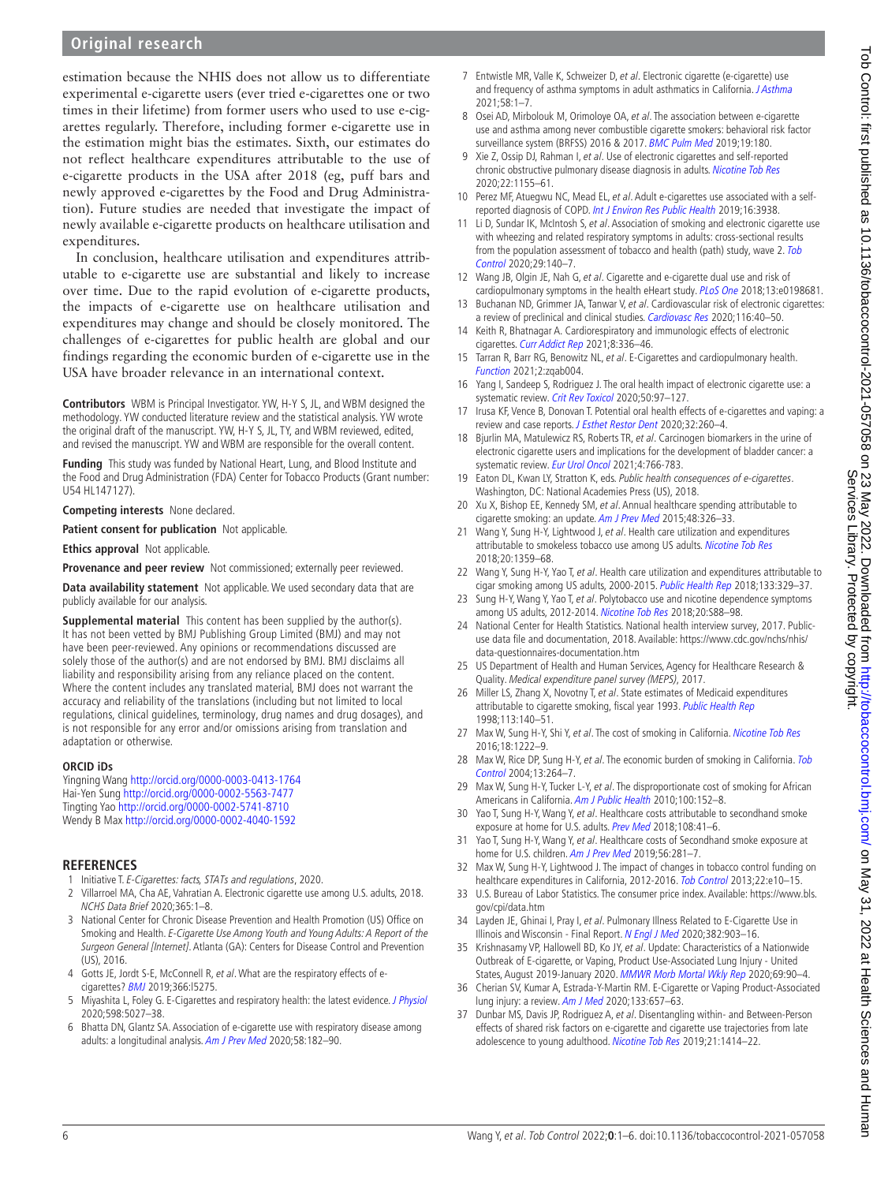estimation because the NHIS does not allow us to differentiate experimental e-cigarette users (ever tried e-cigarettes one or two times in their lifetime) from former users who used to use e-cigarettes regularly. Therefore, including former e-cigarette use in the estimation might bias the estimates. Sixth, our estimates do not reflect healthcare expenditures attributable to the use of e-cigarette products in the USA after 2018 (eg, puff bars and newly approved e-cigarettes by the Food and Drug Administration). Future studies are needed that investigate the impact of newly available e-cigarette products on healthcare utilisation and expenditures.

In conclusion, healthcare utilisation and expenditures attributable to e-cigarette use are substantial and likely to increase over time. Due to the rapid evolution of e-cigarette products, the impacts of e-cigarette use on healthcare utilisation and expenditures may change and should be closely monitored. The challenges of e-cigarettes for public health are global and our findings regarding the economic burden of e-cigarette use in the USA have broader relevance in an international context.

**Contributors** WBM is Principal Investigator. YW, H-Y S, JL, and WBM designed the methodology. YW conducted literature review and the statistical analysis. YW wrote the original draft of the manuscript. YW, H-Y S, JL, TY, and WBM reviewed, edited, and revised the manuscript. YW and WBM are responsible for the overall content.

**Funding** This study was funded by National Heart, Lung, and Blood Institute and the Food and Drug Administration (FDA) Center for Tobacco Products (Grant number: U54 HL147127).

**Competing interests** None declared.

**Patient consent for publication** Not applicable.

**Ethics approval** Not applicable.

**Provenance and peer review** Not commissioned; externally peer reviewed.

**Data availability statement** Not applicable. We used secondary data that are publicly available for our analysis.

**Supplemental material** This content has been supplied by the author(s). It has not been vetted by BMJ Publishing Group Limited (BMJ) and may not have been peer-reviewed. Any opinions or recommendations discussed are solely those of the author(s) and are not endorsed by BMJ. BMJ disclaims all liability and responsibility arising from any reliance placed on the content. Where the content includes any translated material, BMJ does not warrant the accuracy and reliability of the translations (including but not limited to local regulations, clinical guidelines, terminology, drug names and drug dosages), and is not responsible for any error and/or omissions arising from translation and adaptation or otherwise.

#### ORCID iDs

Yingning Wang http://orcid.org/0000-0003-0413-1764
Hai-Yen Sung http://orcid.org/0000-0002-5563-7477
Tingting Yao http://orcid.org/0000-0002-5741-8710
Wendy B Max http://orcid.org/0000-0002-4040-1592

## REFERENCES

1. Initiative T. *E-Cigarettes: facts, STATs and regulations*, 2020.
2. Villarroel MA, Cha AE, Vahratian A. Electronic cigarette use among U.S. adults, 2018. *NCHS Data Brief* 2020;365:1–8.
3. National Center for Chronic Disease Prevention and Health Promotion (US) Office on Smoking and Health. *E-Cigarette Use Among Youth and Young Adults: A Report of the Surgeon General [Internet]*. Atlanta (GA): Centers for Disease Control and Prevention (US), 2016.
4. Gotts JE, Jordt S-E, McConnell R, *et al*. What are the respiratory effects of e-cigarettes? *BMJ* 2019;366:l5275.
5. Miyashita L, Foley G. E-Cigarettes and respiratory health: the latest evidence. *J Physiol* 2020;598:5027–38.
6. Bhatta DN, Glantz SA. Association of e-cigarette use with respiratory disease among adults: a longitudinal analysis. *Am J Prev Med* 2020;58:182–90.
7. Entwistle MR, Valle K, Schweizer D, *et al*. Electronic cigarette (e-cigarette) use and frequency of asthma symptoms in adult asthmatics in California. *J Asthma* 2021;58:1–7.
8. Osei AD, Mirbolouk M, Orimoloye OA, *et al*. The association between e-cigarette use and asthma among never combustible cigarette smokers: behavioral risk factor surveillance system (BRFSS) 2016 & 2017. *BMC Pulm Med* 2019;19:180.
9. Xie Z, Ossip DJ, Rahman I, *et al*. Use of electronic cigarettes and self-reported chronic obstructive pulmonary disease diagnosis in adults. *Nicotine Tob Res* 2020;22:1155–61.
10. Perez MF, Atuegwu NC, Mead EL, *et al*. Adult e-cigarettes use associated with a self-reported diagnosis of COPD. *Int J Environ Res Public Health* 2019;16:3938.
11. Li D, Sundar IK, McIntosh S, *et al*. Association of smoking and electronic cigarette use with wheezing and related respiratory symptoms in adults: cross-sectional results from the population assessment of tobacco and health (path) study, wave 2. *Tob Control* 2020;29:140–7.
12. Wang JB, Olgin JE, Nah G, *et al*. Cigarette and e-cigarette dual use and risk of cardiopulmonary symptoms in the health eHeart study. *PLoS One* 2018;13:e0198681.
13. Buchanan ND, Grimmer JA, Tanwar V, *et al*. Cardiovascular risk of electronic cigarettes: a review of preclinical and clinical studies. *Cardiovasc Res* 2020;116:40–50.
14. Keith R, Bhatnagar A. Cardiorespiratory and immunologic effects of electronic cigarettes. *Curr Addict Rep* 2021;8:336–46.
15. Tarran R, Barr RG, Benowitz NL, *et al*. E-Cigarettes and cardiopulmonary health. *Function* 2021;2:zqab004.
16. Yang I, Sandeep S, Rodriguez J. The oral health impact of electronic cigarette use: a systematic review. *Crit Rev Toxicol* 2020;50:97–127.
17. Irusa KF, Vence B, Donovan T. Potential oral health effects of e-cigarettes and vaping: a review and case reports. *J Esthet Restor Dent* 2020;32:260–4.
18. Bjurlin MA, Matulewicz RS, Roberts TR, *et al*. Carcinogen biomarkers in the urine of electronic cigarette users and implications for the development of bladder cancer: a systematic review. *Eur Urol Oncol* 2021;4:766-783.
19. Eaton DL, Kwan LY, Stratton K, eds. *Public health consequences of e-cigarettes*. Washington, DC: National Academies Press (US), 2018.
20. Xu X, Bishop EE, Kennedy SM, *et al*. Annual healthcare spending attributable to cigarette smoking: an update. *Am J Prev Med* 2015;48:326–33.
21. Wang Y, Sung H-Y, Lightwood J, *et al*. Health care utilization and expenditures attributable to smokeless tobacco use among US adults. *Nicotine Tob Res* 2018;20:1359–68.
22. Wang Y, Sung H-Y, Yao T, *et al*. Health care utilization and expenditures attributable to cigar smoking among US adults, 2000-2015. *Public Health Rep* 2018;133:329–37.
23. Sung H-Y, Wang Y, Yao T, *et al*. Polytobacco use and nicotine dependence symptoms among US adults, 2012-2014. *Nicotine Tob Res* 2018;20:S88–98.
24. National Center for Health Statistics. National health interview survey, 2017. Public-use data file and documentation, 2018. Available: https://www.cdc.gov/nchs/nhis/data-questionnaires-documentation.htm
25. US Department of Health and Human Services, Agency for Healthcare Research & Quality. *Medical expenditure panel survey (MEPS)*, 2017.
26. Miller LS, Zhang X, Novotny T, *et al*. State estimates of Medicaid expenditures attributable to cigarette smoking, fiscal year 1993. *Public Health Rep* 1998;113:140–51.
27. Max W, Sung H-Y, Shi Y, *et al*. The cost of smoking in California. *Nicotine Tob Res* 2016;18:1222–9.
28. Max W, Rice DP, Sung H-Y, *et al*. The economic burden of smoking in California. *Tob Control* 2004;13:264–7.
29. Max W, Sung H-Y, Tucker L-Y, *et al*. The disproportionate cost of smoking for African Americans in California. *Am J Public Health* 2010;100:152–8.
30. Yao T, Sung H-Y, Wang Y, *et al*. Healthcare costs attributable to secondhand smoke exposure at home for U.S. adults. *Prev Med* 2018;108:41–6.
31. Yao T, Sung H-Y, Wang Y, *et al*. Healthcare costs of Secondhand smoke exposure at home for U.S. children. *Am J Prev Med* 2019;56:281–7.
32. Max W, Sung H-Y, Lightwood J. The impact of changes in tobacco control funding on healthcare expenditures in California, 2012-2016. *Tob Control* 2013;22:e10–15.
33. U.S. Bureau of Labor Statistics. The consumer price index. Available: https://www.bls.gov/cpi/data.htm
34. Layden JE, Ghinai I, Pray I, *et al*. Pulmonary Illness Related to E-Cigarette Use in Illinois and Wisconsin - Final Report. *N Engl J Med* 2020;382:903–16.
35. Krishnasamy VP, Hallowell BD, Ko JY, *et al*. Update: Characteristics of a Nationwide Outbreak of E-cigarette, or Vaping, Product Use-Associated Lung Injury - United States, August 2019-January 2020. *MMWR Morb Mortal Wkly Rep* 2020;69:90–4.
36. Cherian SV, Kumar A, Estrada-Y-Martin RM. E-Cigarette or Vaping Product-Associated lung injury: a review. *Am J Med* 2020;133:657–63.
37. Dunbar MS, Davis JP, Rodriguez A, *et al*. Disentangling within- and Between-Person effects of shared risk factors on e-cigarette and cigarette use trajectories from late adolescence to young adulthood. *Nicotine Tob Res* 2019;21:1414–22.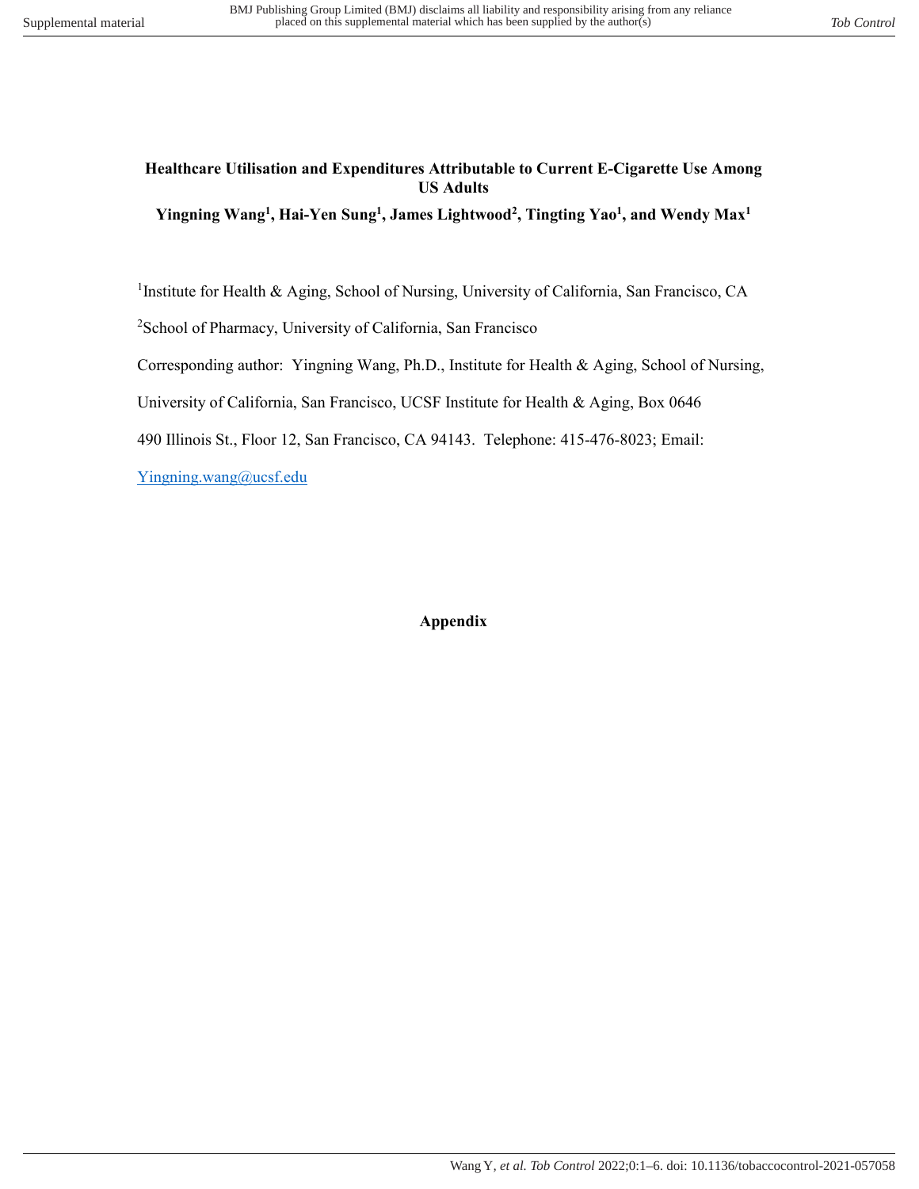**Healthcare Utilisation and Expenditures Attributable to Current E-Cigarette Use Among US Adults**

**Yingning Wang[1], Hai-Yen Sung[1], James Lightwood[2], Tingting Yao[1], and Wendy Max[1]**

[1]Institute for Health & Aging, School of Nursing, University of California, San Francisco, CA

[2]School of Pharmacy, University of California, San Francisco

Corresponding author: Yingning Wang, Ph.D., Institute for Health & Aging, School of Nursing, University of California, San Francisco, UCSF Institute for Health & Aging, Box 0646 490 Illinois St., Floor 12, San Francisco, CA 94143. Telephone: 415-476-8023; Email: Yingning.wang@ucsf.edu

**Appendix**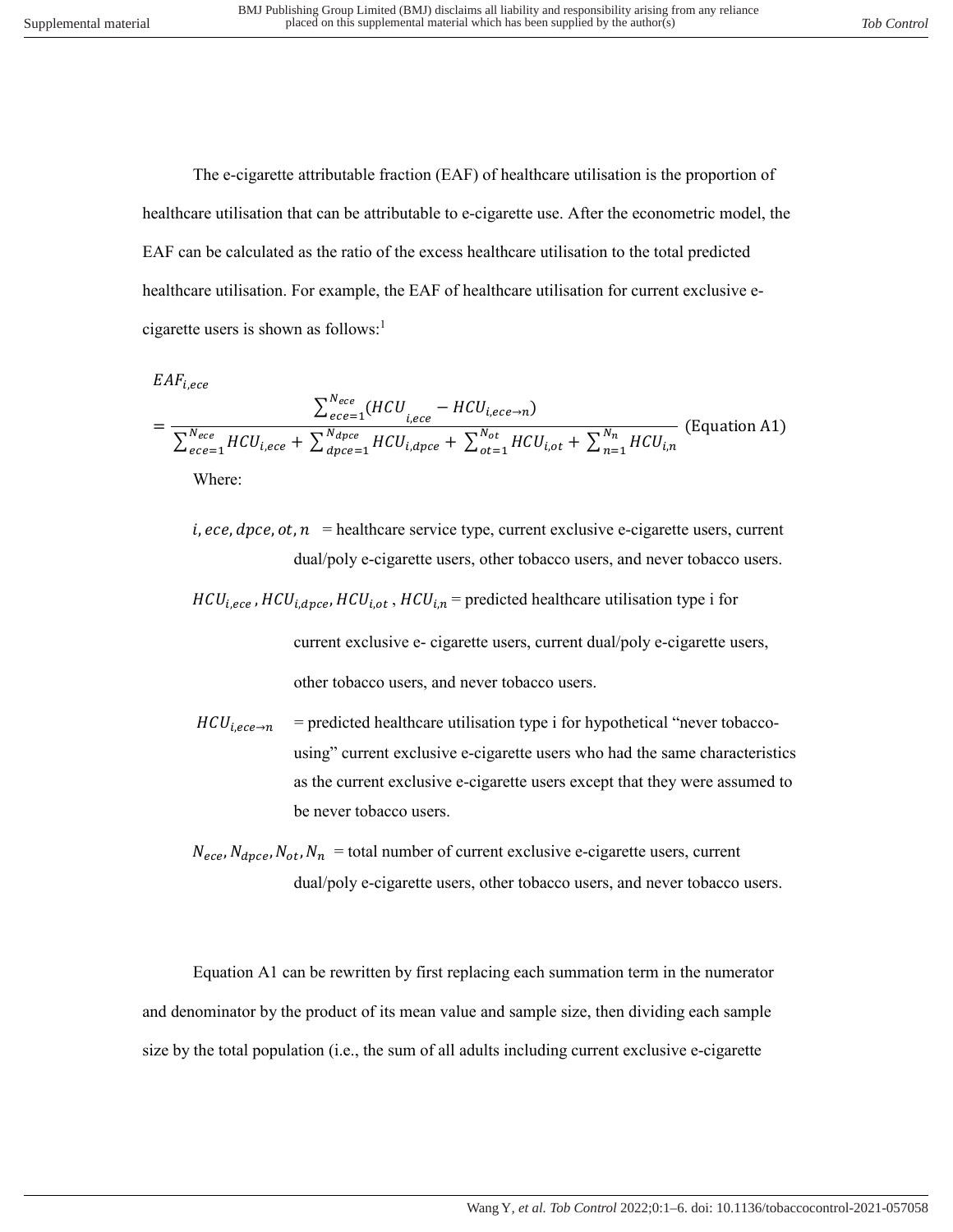The e-cigarette attributable fraction (EAF) of healthcare utilisation is the proportion of healthcare utilisation that can be attributable to e-cigarette use. After the econometric model, the EAF can be calculated as the ratio of the excess healthcare utilisation to the total predicted healthcare utilisation. For example, the EAF of healthcare utilisation for current exclusive e-cigarette users is shown as follows:[1]

$$EAF_{i,ece} = \frac{\sum_{ece=1}^{N_{ece}}(HCU_{i,ece} - HCU_{i,ece\rightarrow n})}{\sum_{ece=1}^{N_{ece}} HCU_{i,ece} + \sum_{dpce=1}^{N_{dpce}} HCU_{i,dpce} + \sum_{ot=1}^{N_{ot}} HCU_{i,ot} + \sum_{n=1}^{N_{n}} HCU_{i,n}} \quad \text{(Equation A1)}$$

Where:

$i, ece, dpce, ot, n$ = healthcare service type, current exclusive e-cigarette users, current dual/poly e-cigarette users, other tobacco users, and never tobacco users.

$HCU_{i,ece}$, $HCU_{i,dpce}$, $HCU_{i,ot}$, $HCU_{i,n}$ = predicted healthcare utilisation type i for current exclusive e- cigarette users, current dual/poly e-cigarette users, other tobacco users, and never tobacco users.

$HCU_{i,ece\rightarrow n}$ = predicted healthcare utilisation type i for hypothetical "never tobacco-using" current exclusive e-cigarette users who had the same characteristics as the current exclusive e-cigarette users except that they were assumed to be never tobacco users.

$N_{ece}$, $N_{dpce}$, $N_{ot}$, $N_{n}$ = total number of current exclusive e-cigarette users, current dual/poly e-cigarette users, other tobacco users, and never tobacco users.

Equation A1 can be rewritten by first replacing each summation term in the numerator and denominator by the product of its mean value and sample size, then dividing each sample size by the total population (i.e., the sum of all adults including current exclusive e-cigarette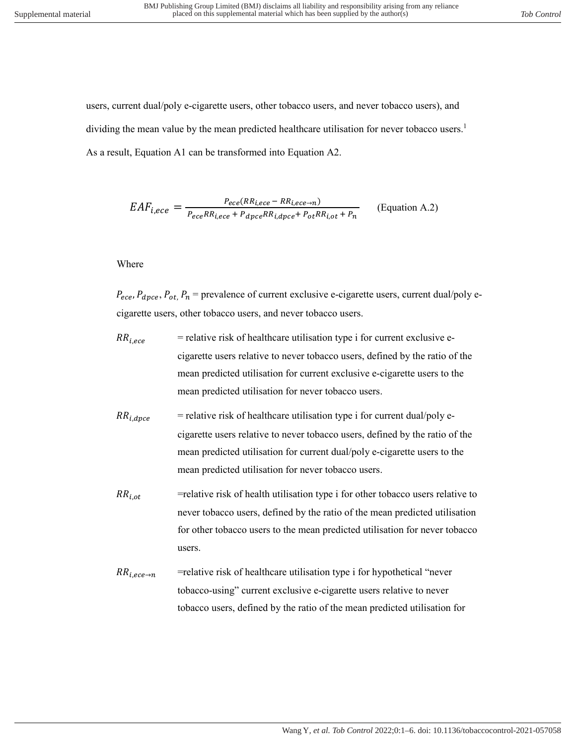users, current dual/poly e-cigarette users, other tobacco users, and never tobacco users), and dividing the mean value by the mean predicted healthcare utilisation for never tobacco users.[1] As a result, Equation A1 can be transformed into Equation A2.

$$EAF_{i,ece} = \frac{P_{ece}(RR_{i,ece} - RR_{i,ece \to n})}{P_{ece}RR_{i,ece} + P_{dpce}RR_{i,dpce} + P_{ot}RR_{i,ot} + P_n} \qquad \text{(Equation A.2)}$$

Where

$P_{ece}$, $P_{dpce}$, $P_{ot}$, $P_n$ = prevalence of current exclusive e-cigarette users, current dual/poly e-cigarette users, other tobacco users, and never tobacco users.

$RR_{i,ece}$ = relative risk of healthcare utilisation type i for current exclusive e-cigarette users relative to never tobacco users, defined by the ratio of the mean predicted utilisation for current exclusive e-cigarette users to the mean predicted utilisation for never tobacco users.

$RR_{i,dpce}$ = relative risk of healthcare utilisation type i for current dual/poly e-cigarette users relative to never tobacco users, defined by the ratio of the mean predicted utilisation for current dual/poly e-cigarette users to the mean predicted utilisation for never tobacco users.

$RR_{i,ot}$ =relative risk of health utilisation type i for other tobacco users relative to never tobacco users, defined by the ratio of the mean predicted utilisation for other tobacco users to the mean predicted utilisation for never tobacco users.

$RR_{i,ece \to n}$ =relative risk of healthcare utilisation type i for hypothetical "never tobacco-using" current exclusive e-cigarette users relative to never tobacco users, defined by the ratio of the mean predicted utilisation for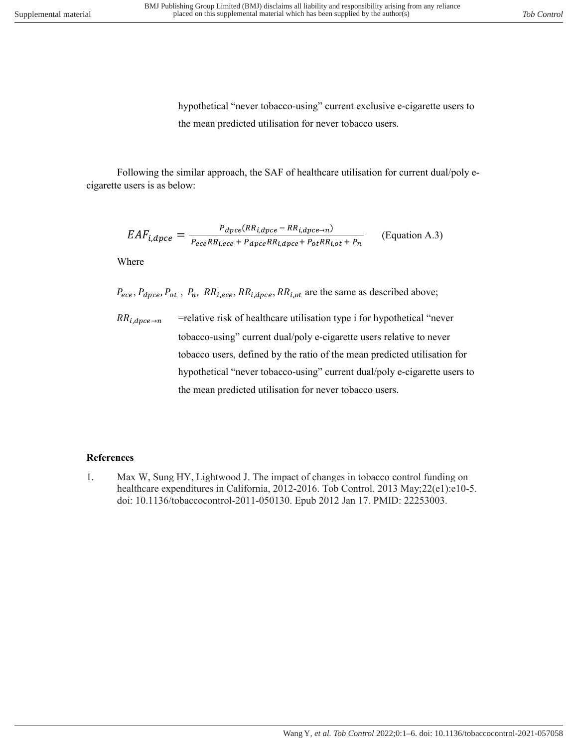hypothetical "never tobacco-using" current exclusive e-cigarette users to the mean predicted utilisation for never tobacco users.

Following the similar approach, the SAF of healthcare utilisation for current dual/poly e-cigarette users is as below:

$$EAF_{i,dpce} = \frac{P_{dpce}(RR_{i,dpce} - RR_{i,dpce\to n})}{P_{ece}RR_{i,ece} + P_{dpce}RR_{i,dpce} + P_{ot}RR_{i,ot} + P_n} \qquad \text{(Equation A.3)}$$

Where

$P_{ece}, P_{dpce}, P_{ot}$ , $P_n$, $RR_{i,ece}, RR_{i,dpce}, RR_{i,ot}$ are the same as described above;

$RR_{i,dpce\to n}$ =relative risk of healthcare utilisation type i for hypothetical "never tobacco-using" current dual/poly e-cigarette users relative to never tobacco users, defined by the ratio of the mean predicted utilisation for hypothetical "never tobacco-using" current dual/poly e-cigarette users to the mean predicted utilisation for never tobacco users.

## References

1. Max W, Sung HY, Lightwood J. The impact of changes in tobacco control funding on healthcare expenditures in California, 2012-2016. Tob Control. 2013 May;22(e1):e10-5. doi: 10.1136/tobaccocontrol-2011-050130. Epub 2012 Jan 17. PMID: 22253003.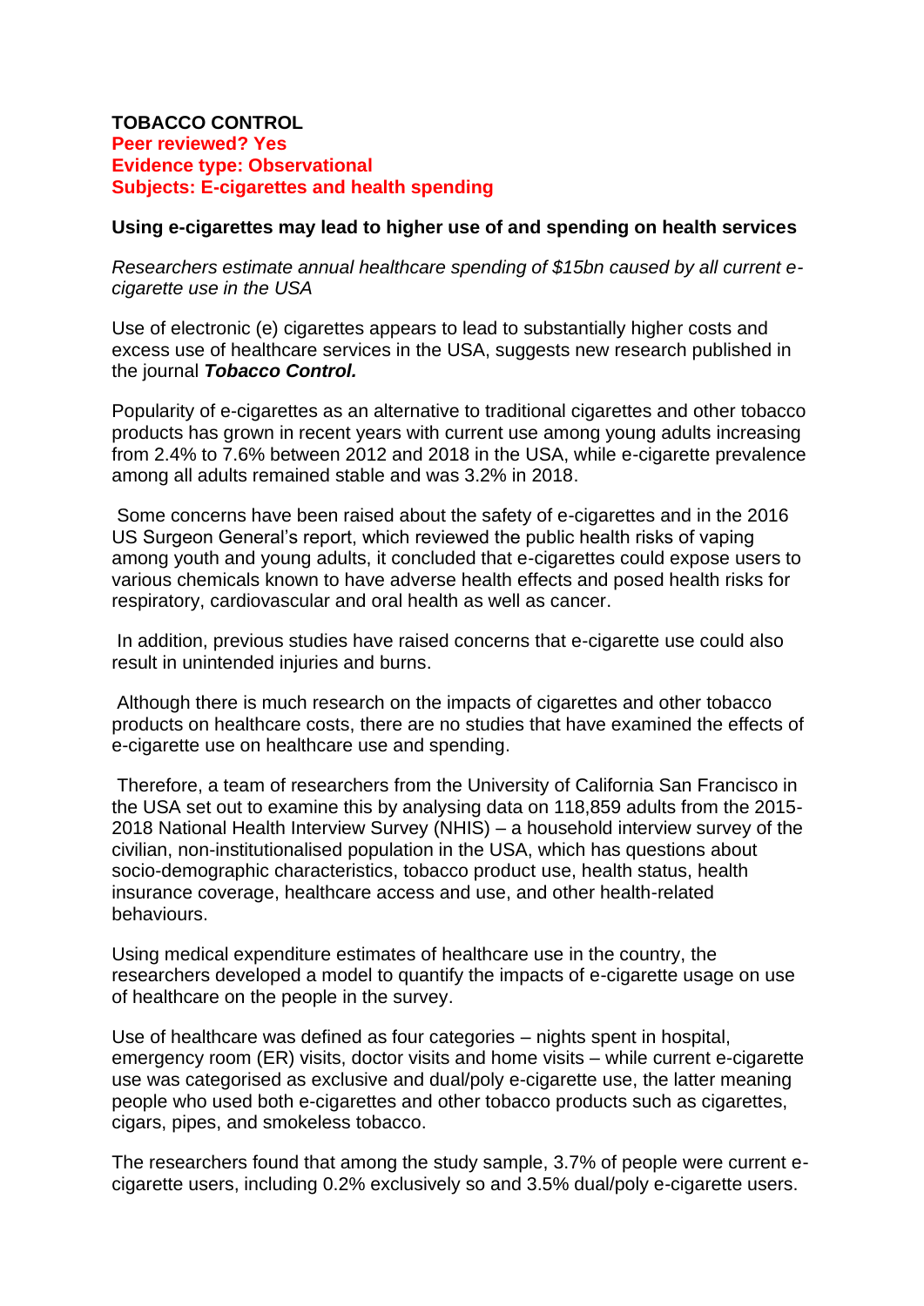**TOBACCO CONTROL**
**Peer reviewed? Yes**
**Evidence type: Observational**
**Subjects: E-cigarettes and health spending**

**Using e-cigarettes may lead to higher use of and spending on health services**

*Researchers estimate annual healthcare spending of $15bn caused by all current e-cigarette use in the USA*

Use of electronic (e) cigarettes appears to lead to substantially higher costs and excess use of healthcare services in the USA, suggests new research published in the journal ***Tobacco Control.***

Popularity of e-cigarettes as an alternative to traditional cigarettes and other tobacco products has grown in recent years with current use among young adults increasing from 2.4% to 7.6% between 2012 and 2018 in the USA, while e-cigarette prevalence among all adults remained stable and was 3.2% in 2018.

Some concerns have been raised about the safety of e-cigarettes and in the 2016 US Surgeon General's report, which reviewed the public health risks of vaping among youth and young adults, it concluded that e-cigarettes could expose users to various chemicals known to have adverse health effects and posed health risks for respiratory, cardiovascular and oral health as well as cancer.

In addition, previous studies have raised concerns that e-cigarette use could also result in unintended injuries and burns.

Although there is much research on the impacts of cigarettes and other tobacco products on healthcare costs, there are no studies that have examined the effects of e-cigarette use on healthcare use and spending.

Therefore, a team of researchers from the University of California San Francisco in the USA set out to examine this by analysing data on 118,859 adults from the 2015-2018 National Health Interview Survey (NHIS) – a household interview survey of the civilian, non-institutionalised population in the USA, which has questions about socio-demographic characteristics, tobacco product use, health status, health insurance coverage, healthcare access and use, and other health-related behaviours.

Using medical expenditure estimates of healthcare use in the country, the researchers developed a model to quantify the impacts of e-cigarette usage on use of healthcare on the people in the survey.

Use of healthcare was defined as four categories – nights spent in hospital, emergency room (ER) visits, doctor visits and home visits – while current e-cigarette use was categorised as exclusive and dual/poly e-cigarette use, the latter meaning people who used both e-cigarettes and other tobacco products such as cigarettes, cigars, pipes, and smokeless tobacco.

The researchers found that among the study sample, 3.7% of people were current e-cigarette users, including 0.2% exclusively so and 3.5% dual/poly e-cigarette users.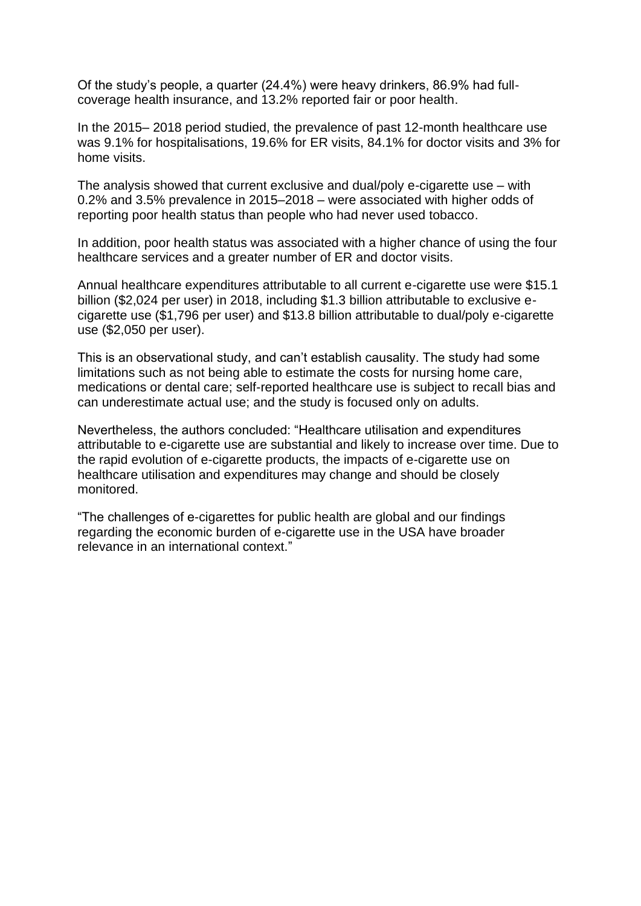Of the study's people, a quarter (24.4%) were heavy drinkers, 86.9% had full-coverage health insurance, and 13.2% reported fair or poor health.

In the 2015– 2018 period studied, the prevalence of past 12-month healthcare use was 9.1% for hospitalisations, 19.6% for ER visits, 84.1% for doctor visits and 3% for home visits.

The analysis showed that current exclusive and dual/poly e-cigarette use – with 0.2% and 3.5% prevalence in 2015–2018 – were associated with higher odds of reporting poor health status than people who had never used tobacco.

In addition, poor health status was associated with a higher chance of using the four healthcare services and a greater number of ER and doctor visits.

Annual healthcare expenditures attributable to all current e-cigarette use were $15.1 billion ($2,024 per user) in 2018, including $1.3 billion attributable to exclusive e-cigarette use ($1,796 per user) and $13.8 billion attributable to dual/poly e-cigarette use ($2,050 per user).

This is an observational study, and can't establish causality. The study had some limitations such as not being able to estimate the costs for nursing home care, medications or dental care; self-reported healthcare use is subject to recall bias and can underestimate actual use; and the study is focused only on adults.

Nevertheless, the authors concluded: "Healthcare utilisation and expenditures attributable to e-cigarette use are substantial and likely to increase over time. Due to the rapid evolution of e-cigarette products, the impacts of e-cigarette use on healthcare utilisation and expenditures may change and should be closely monitored.

"The challenges of e-cigarettes for public health are global and our findings regarding the economic burden of e-cigarette use in the USA have broader relevance in an international context."